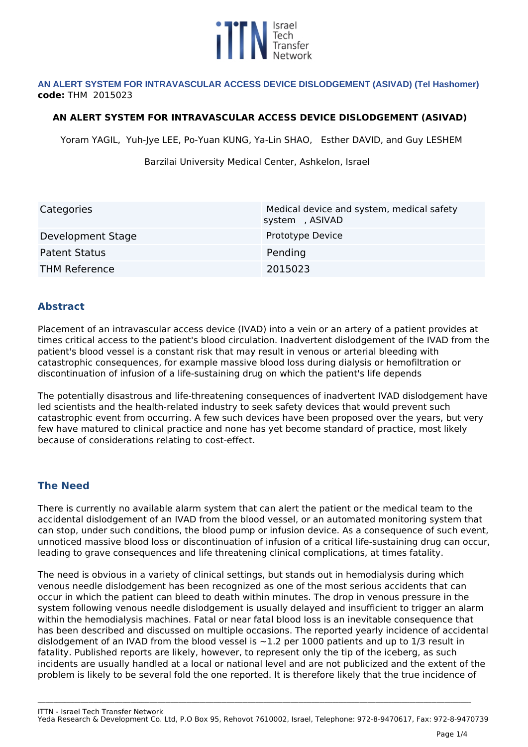**AN ALERT SYSTEM FOR INTRAVASCULAR ACCESS DEVICE DISLODGEMENT (ASIVAD) (Tel Hashomer)**
**code:** THM 2015023

# AN ALERT SYSTEM FOR INTRAVASCULAR ACCESS DEVICE DISLODGEMENT (ASIVAD)

Yoram YAGIL, Yuh-Jye LEE, Po-Yuan KUNG, Ya-Lin SHAO, Esther DAVID, and Guy LESHEM

Barzilai University Medical Center, Ashkelon, Israel

| | |
|---|---|
| Categories | Medical device and system, medical safety system , ASIVAD |
| Development Stage | Prototype Device |
| Patent Status | Pending |
| THM Reference | 2015023 |

## Abstract

Placement of an intravascular access device (IVAD) into a vein or an artery of a patient provides at times critical access to the patient's blood circulation. Inadvertent dislodgement of the IVAD from the patient's blood vessel is a constant risk that may result in venous or arterial bleeding with catastrophic consequences, for example massive blood loss during dialysis or hemofiltration or discontinuation of infusion of a life-sustaining drug on which the patient's life depends

The potentially disastrous and life-threatening consequences of inadvertent IVAD dislodgement have led scientists and the health-related industry to seek safety devices that would prevent such catastrophic event from occurring. A few such devices have been proposed over the years, but very few have matured to clinical practice and none has yet become standard of practice, most likely because of considerations relating to cost-effect.

## The Need

There is currently no available alarm system that can alert the patient or the medical team to the accidental dislodgement of an IVAD from the blood vessel, or an automated monitoring system that can stop, under such conditions, the blood pump or infusion device. As a consequence of such event, unnoticed massive blood loss or discontinuation of infusion of a critical life-sustaining drug can occur, leading to grave consequences and life threatening clinical complications, at times fatality.

The need is obvious in a variety of clinical settings, but stands out in hemodialysis during which venous needle dislodgement has been recognized as one of the most serious accidents that can occur in which the patient can bleed to death within minutes. The drop in venous pressure in the system following venous needle dislodgement is usually delayed and insufficient to trigger an alarm within the hemodialysis machines. Fatal or near fatal blood loss is an inevitable consequence that has been described and discussed on multiple occasions. The reported yearly incidence of accidental dislodgement of an IVAD from the blood vessel is ~1.2 per 1000 patients and up to 1/3 result in fatality. Published reports are likely, however, to represent only the tip of the iceberg, as such incidents are usually handled at a local or national level and are not publicized and the extent of the problem is likely to be several fold the one reported. It is therefore likely that the true incidence of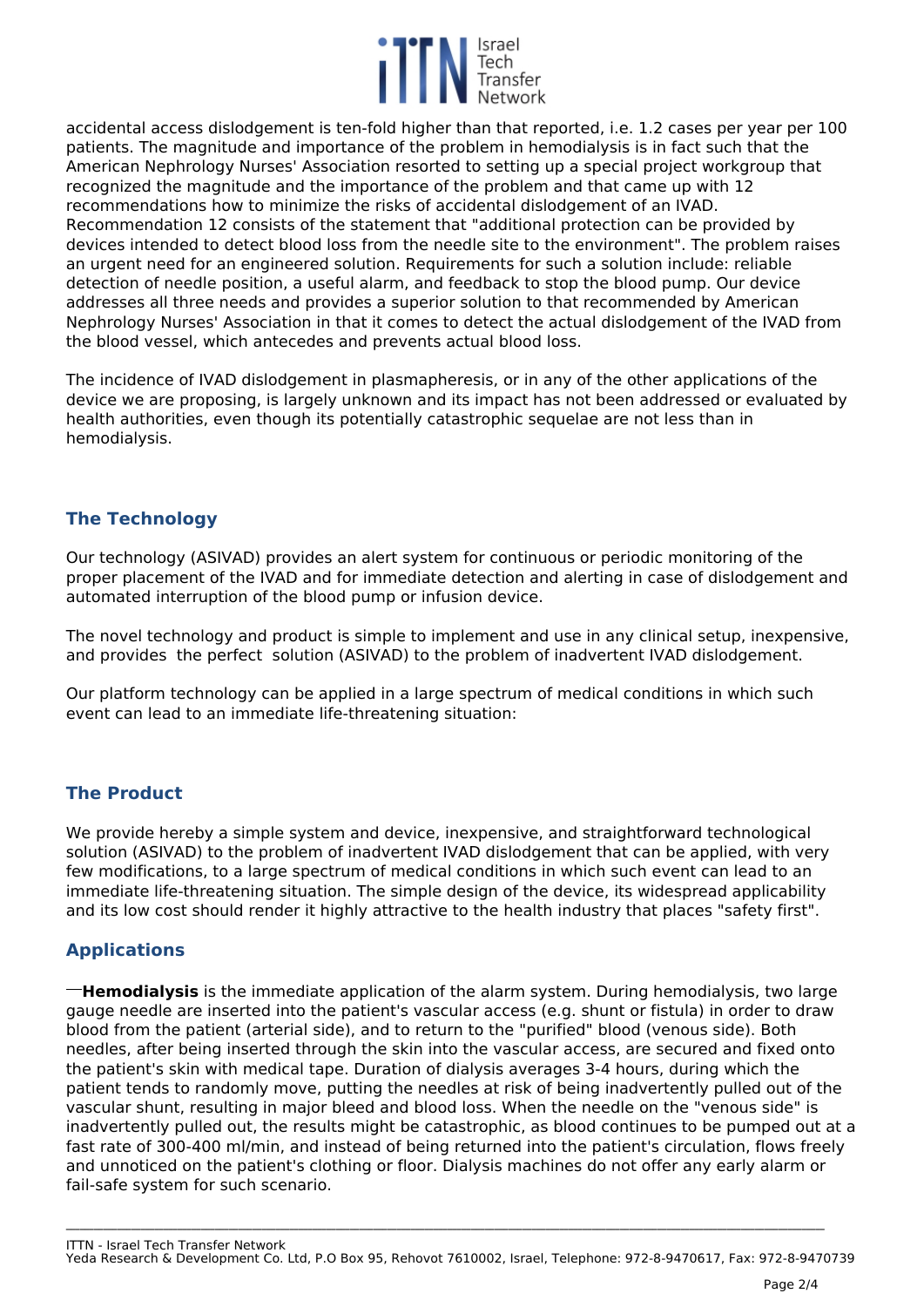accidental access dislodgement is ten-fold higher than that reported, i.e. 1.2 cases per year per 100 patients. The magnitude and importance of the problem in hemodialysis is in fact such that the American Nephrology Nurses' Association resorted to setting up a special project workgroup that recognized the magnitude and the importance of the problem and that came up with 12 recommendations how to minimize the risks of accidental dislodgement of an IVAD. Recommendation 12 consists of the statement that "additional protection can be provided by devices intended to detect blood loss from the needle site to the environment". The problem raises an urgent need for an engineered solution. Requirements for such a solution include: reliable detection of needle position, a useful alarm, and feedback to stop the blood pump. Our device addresses all three needs and provides a superior solution to that recommended by American Nephrology Nurses' Association in that it comes to detect the actual dislodgement of the IVAD from the blood vessel, which antecedes and prevents actual blood loss.

The incidence of IVAD dislodgement in plasmapheresis, or in any of the other applications of the device we are proposing, is largely unknown and its impact has not been addressed or evaluated by health authorities, even though its potentially catastrophic sequelae are not less than in hemodialysis.

## The Technology

Our technology (ASIVAD) provides an alert system for continuous or periodic monitoring of the proper placement of the IVAD and for immediate detection and alerting in case of dislodgement and automated interruption of the blood pump or infusion device.

The novel technology and product is simple to implement and use in any clinical setup, inexpensive, and provides the perfect solution (ASIVAD) to the problem of inadvertent IVAD dislodgement.

Our platform technology can be applied in a large spectrum of medical conditions in which such event can lead to an immediate life-threatening situation:

## The Product

We provide hereby a simple system and device, inexpensive, and straightforward technological solution (ASIVAD) to the problem of inadvertent IVAD dislodgement that can be applied, with very few modifications, to a large spectrum of medical conditions in which such event can lead to an immediate life-threatening situation. The simple design of the device, its widespread applicability and its low cost should render it highly attractive to the health industry that places "safety first".

## Applications

—**Hemodialysis** is the immediate application of the alarm system. During hemodialysis, two large gauge needle are inserted into the patient's vascular access (e.g. shunt or fistula) in order to draw blood from the patient (arterial side), and to return to the "purified" blood (venous side). Both needles, after being inserted through the skin into the vascular access, are secured and fixed onto the patient's skin with medical tape. Duration of dialysis averages 3-4 hours, during which the patient tends to randomly move, putting the needles at risk of being inadvertently pulled out of the vascular shunt, resulting in major bleed and blood loss. When the needle on the "venous side" is inadvertently pulled out, the results might be catastrophic, as blood continues to be pumped out at a fast rate of 300-400 ml/min, and instead of being returned into the patient's circulation, flows freely and unnoticed on the patient's clothing or floor. Dialysis machines do not offer any early alarm or fail-safe system for such scenario.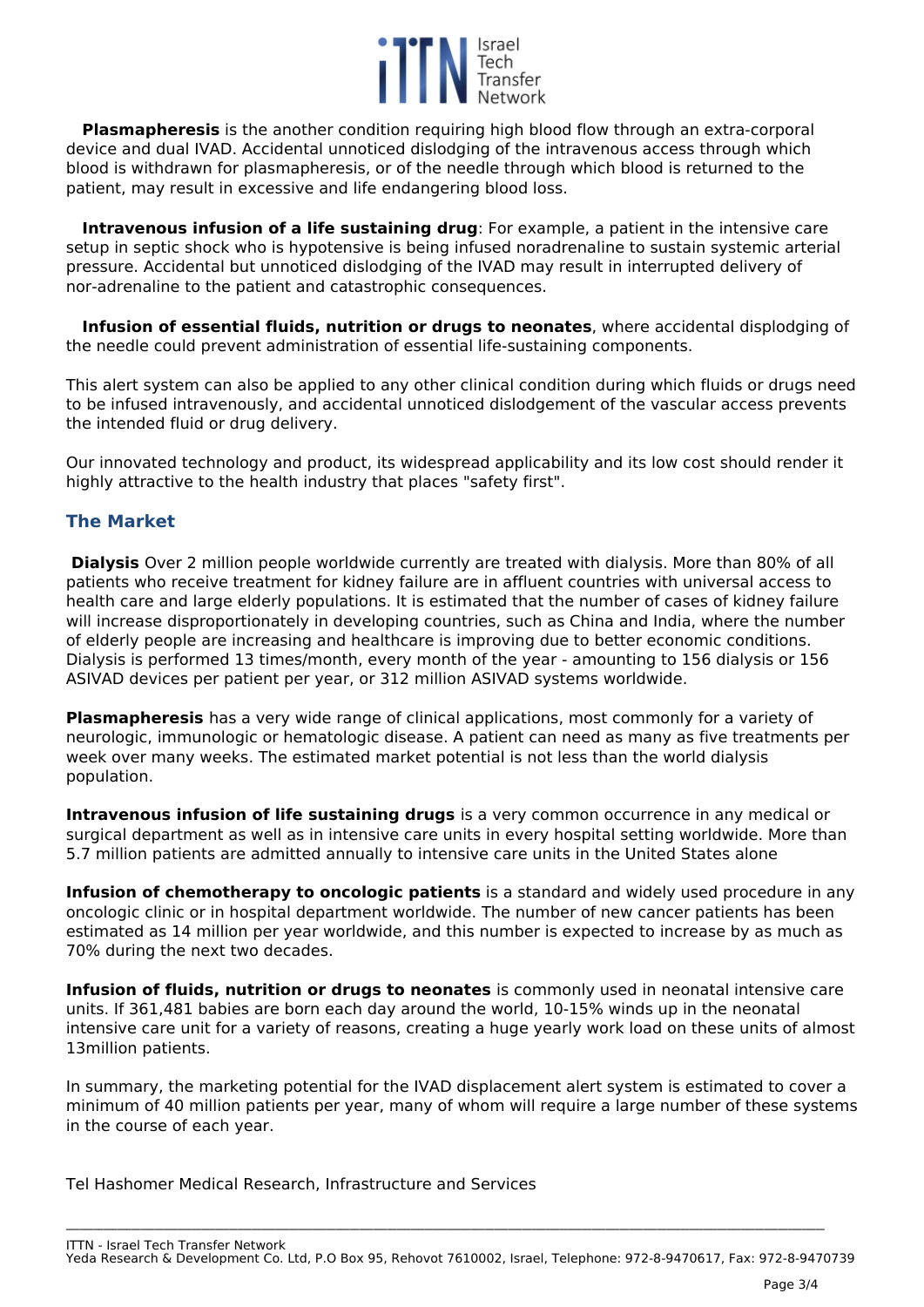**Plasmapheresis** is the another condition requiring high blood flow through an extra-corporal device and dual IVAD. Accidental unnoticed dislodging of the intravenous access through which blood is withdrawn for plasmapheresis, or of the needle through which blood is returned to the patient, may result in excessive and life endangering blood loss.

**Intravenous infusion of a life sustaining drug**: For example, a patient in the intensive care setup in septic shock who is hypotensive is being infused noradrenaline to sustain systemic arterial pressure. Accidental but unnoticed dislodging of the IVAD may result in interrupted delivery of nor-adrenaline to the patient and catastrophic consequences.

**Infusion of essential fluids, nutrition or drugs to neonates**, where accidental displodging of the needle could prevent administration of essential life-sustaining components.

This alert system can also be applied to any other clinical condition during which fluids or drugs need to be infused intravenously, and accidental unnoticed dislodgement of the vascular access prevents the intended fluid or drug delivery.

Our innovated technology and product, its widespread applicability and its low cost should render it highly attractive to the health industry that places "safety first".

## The Market

**Dialysis** Over 2 million people worldwide currently are treated with dialysis. More than 80% of all patients who receive treatment for kidney failure are in affluent countries with universal access to health care and large elderly populations. It is estimated that the number of cases of kidney failure will increase disproportionately in developing countries, such as China and India, where the number of elderly people are increasing and healthcare is improving due to better economic conditions. Dialysis is performed 13 times/month, every month of the year - amounting to 156 dialysis or 156 ASIVAD devices per patient per year, or 312 million ASIVAD systems worldwide.

**Plasmapheresis** has a very wide range of clinical applications, most commonly for a variety of neurologic, immunologic or hematologic disease. A patient can need as many as five treatments per week over many weeks. The estimated market potential is not less than the world dialysis population.

**Intravenous infusion of life sustaining drugs** is a very common occurrence in any medical or surgical department as well as in intensive care units in every hospital setting worldwide. More than 5.7 million patients are admitted annually to intensive care units in the United States alone

**Infusion of chemotherapy to oncologic patients** is a standard and widely used procedure in any oncologic clinic or in hospital department worldwide. The number of new cancer patients has been estimated as 14 million per year worldwide, and this number is expected to increase by as much as 70% during the next two decades.

**Infusion of fluids, nutrition or drugs to neonates** is commonly used in neonatal intensive care units. If 361,481 babies are born each day around the world, 10-15% winds up in the neonatal intensive care unit for a variety of reasons, creating a huge yearly work load on these units of almost 13million patients.

In summary, the marketing potential for the IVAD displacement alert system is estimated to cover a minimum of 40 million patients per year, many of whom will require a large number of these systems in the course of each year.

Tel Hashomer Medical Research, Infrastructure and Services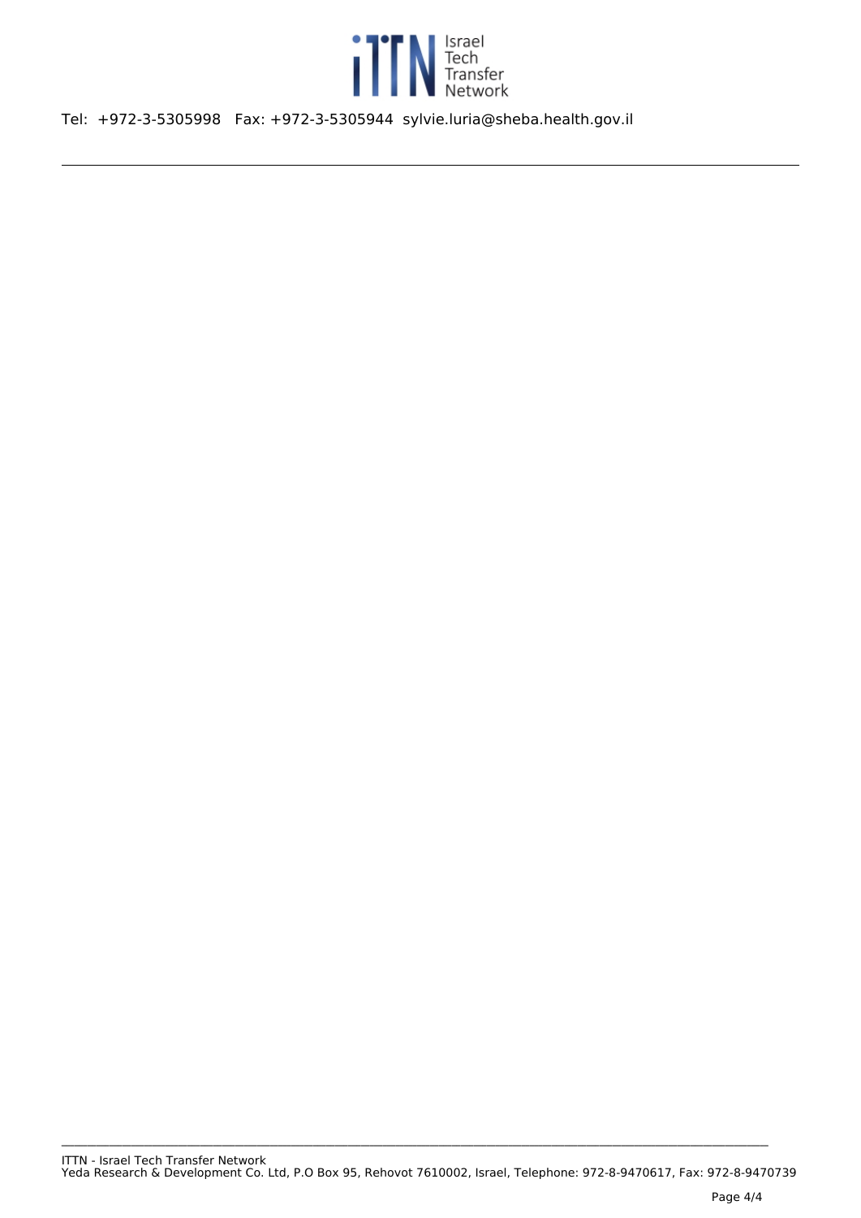Tel: +972-3-5305998 Fax: +972-3-5305944 sylvie.luria@sheba.health.gov.il